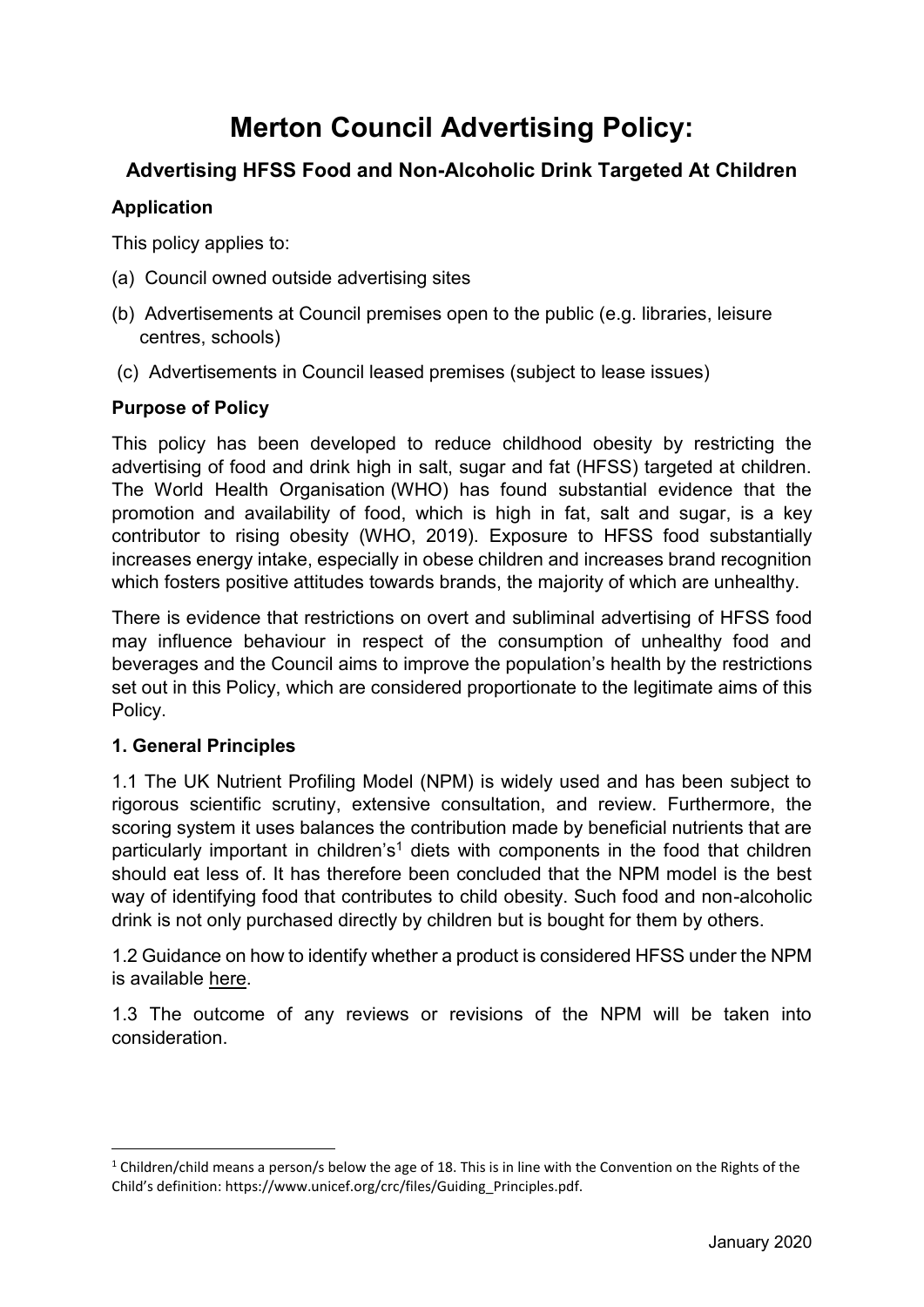# Merton Council Advertising Policy:

## Advertising HFSS Food and Non-Alcoholic Drink Targeted At Children

### Application

This policy applies to:

(a) Council owned outside advertising sites

(b) Advertisements at Council premises open to the public (e.g. libraries, leisure centres, schools)

(c) Advertisements in Council leased premises (subject to lease issues)

### Purpose of Policy

This policy has been developed to reduce childhood obesity by restricting the advertising of food and drink high in salt, sugar and fat (HFSS) targeted at children. The World Health Organisation (WHO) has found substantial evidence that the promotion and availability of food, which is high in fat, salt and sugar, is a key contributor to rising obesity (WHO, 2019). Exposure to HFSS food substantially increases energy intake, especially in obese children and increases brand recognition which fosters positive attitudes towards brands, the majority of which are unhealthy.

There is evidence that restrictions on overt and subliminal advertising of HFSS food may influence behaviour in respect of the consumption of unhealthy food and beverages and the Council aims to improve the population's health by the restrictions set out in this Policy, which are considered proportionate to the legitimate aims of this Policy.

### 1. General Principles

1.1 The UK Nutrient Profiling Model (NPM) is widely used and has been subject to rigorous scientific scrutiny, extensive consultation, and review. Furthermore, the scoring system it uses balances the contribution made by beneficial nutrients that are particularly important in children's[1] diets with components in the food that children should eat less of. It has therefore been concluded that the NPM model is the best way of identifying food that contributes to child obesity. Such food and non-alcoholic drink is not only purchased directly by children but is bought for them by others.

1.2 Guidance on how to identify whether a product is considered HFSS under the NPM is available here.

1.3 The outcome of any reviews or revisions of the NPM will be taken into consideration.

[1] Children/child means a person/s below the age of 18. This is in line with the Convention on the Rights of the Child's definition: https://www.unicef.org/crc/files/Guiding_Principles.pdf.

January 2020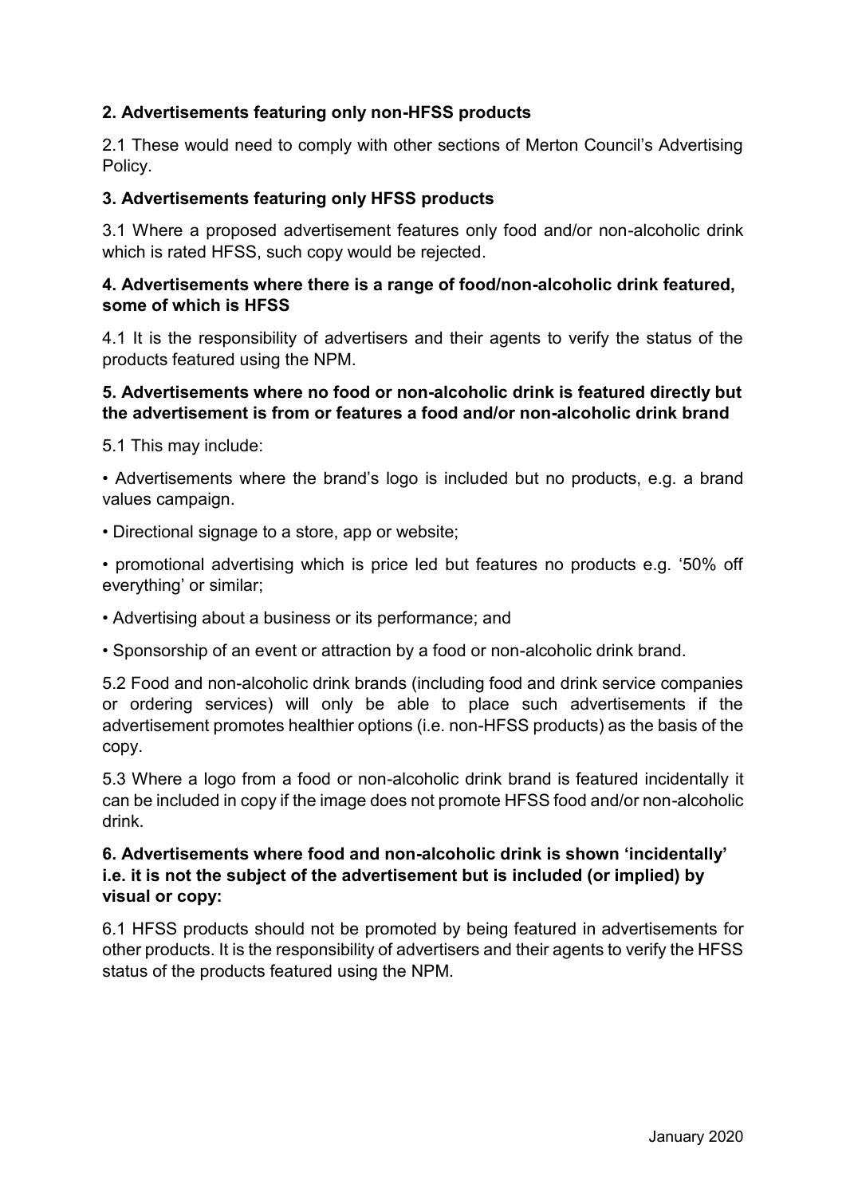**2. Advertisements featuring only non-HFSS products**

2.1 These would need to comply with other sections of Merton Council's Advertising Policy.

**3. Advertisements featuring only HFSS products**

3.1 Where a proposed advertisement features only food and/or non-alcoholic drink which is rated HFSS, such copy would be rejected.

**4. Advertisements where there is a range of food/non-alcoholic drink featured, some of which is HFSS**

4.1 It is the responsibility of advertisers and their agents to verify the status of the products featured using the NPM.

**5. Advertisements where no food or non-alcoholic drink is featured directly but the advertisement is from or features a food and/or non-alcoholic drink brand**

5.1 This may include:

- Advertisements where the brand's logo is included but no products, e.g. a brand values campaign.
- Directional signage to a store, app or website;
- promotional advertising which is price led but features no products e.g. '50% off everything' or similar;
- Advertising about a business or its performance; and
- Sponsorship of an event or attraction by a food or non-alcoholic drink brand.

5.2 Food and non-alcoholic drink brands (including food and drink service companies or ordering services) will only be able to place such advertisements if the advertisement promotes healthier options (i.e. non-HFSS products) as the basis of the copy.

5.3 Where a logo from a food or non-alcoholic drink brand is featured incidentally it can be included in copy if the image does not promote HFSS food and/or non-alcoholic drink.

**6. Advertisements where food and non-alcoholic drink is shown 'incidentally' i.e. it is not the subject of the advertisement but is included (or implied) by visual or copy:**

6.1 HFSS products should not be promoted by being featured in advertisements for other products. It is the responsibility of advertisers and their agents to verify the HFSS status of the products featured using the NPM.

January 2020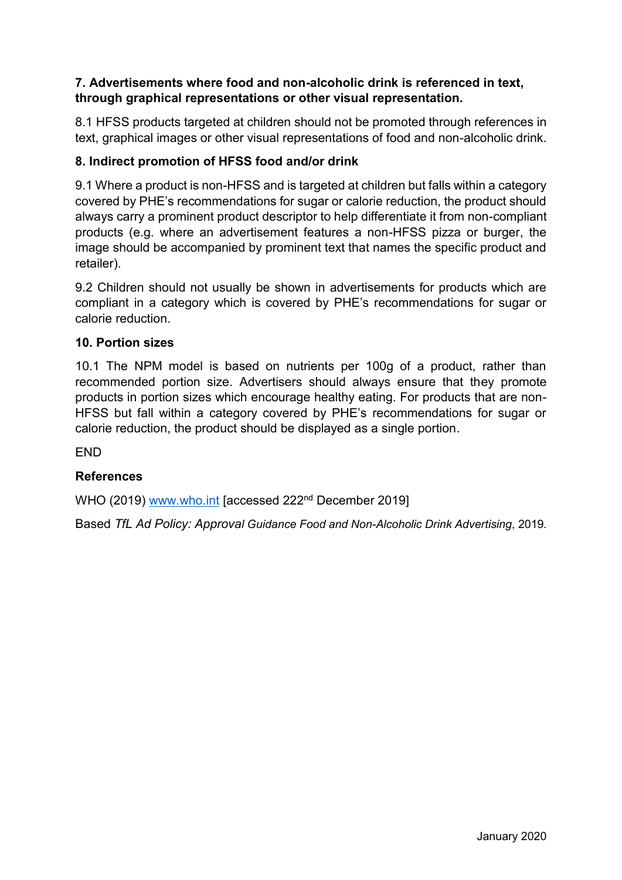**7. Advertisements where food and non-alcoholic drink is referenced in text, through graphical representations or other visual representation.**

8.1 HFSS products targeted at children should not be promoted through references in text, graphical images or other visual representations of food and non-alcoholic drink.

**8. Indirect promotion of HFSS food and/or drink**

9.1 Where a product is non-HFSS and is targeted at children but falls within a category covered by PHE's recommendations for sugar or calorie reduction, the product should always carry a prominent product descriptor to help differentiate it from non-compliant products (e.g. where an advertisement features a non-HFSS pizza or burger, the image should be accompanied by prominent text that names the specific product and retailer).

9.2 Children should not usually be shown in advertisements for products which are compliant in a category which is covered by PHE's recommendations for sugar or calorie reduction.

**10. Portion sizes**

10.1 The NPM model is based on nutrients per 100g of a product, rather than recommended portion size. Advertisers should always ensure that they promote products in portion sizes which encourage healthy eating. For products that are non-HFSS but fall within a category covered by PHE's recommendations for sugar or calorie reduction, the product should be displayed as a single portion.

END

**References**

WHO (2019) www.who.int [accessed 222nd December 2019]

Based *TfL Ad Policy: Approval Guidance Food and Non-Alcoholic Drink Advertising*, 2019.

January 2020